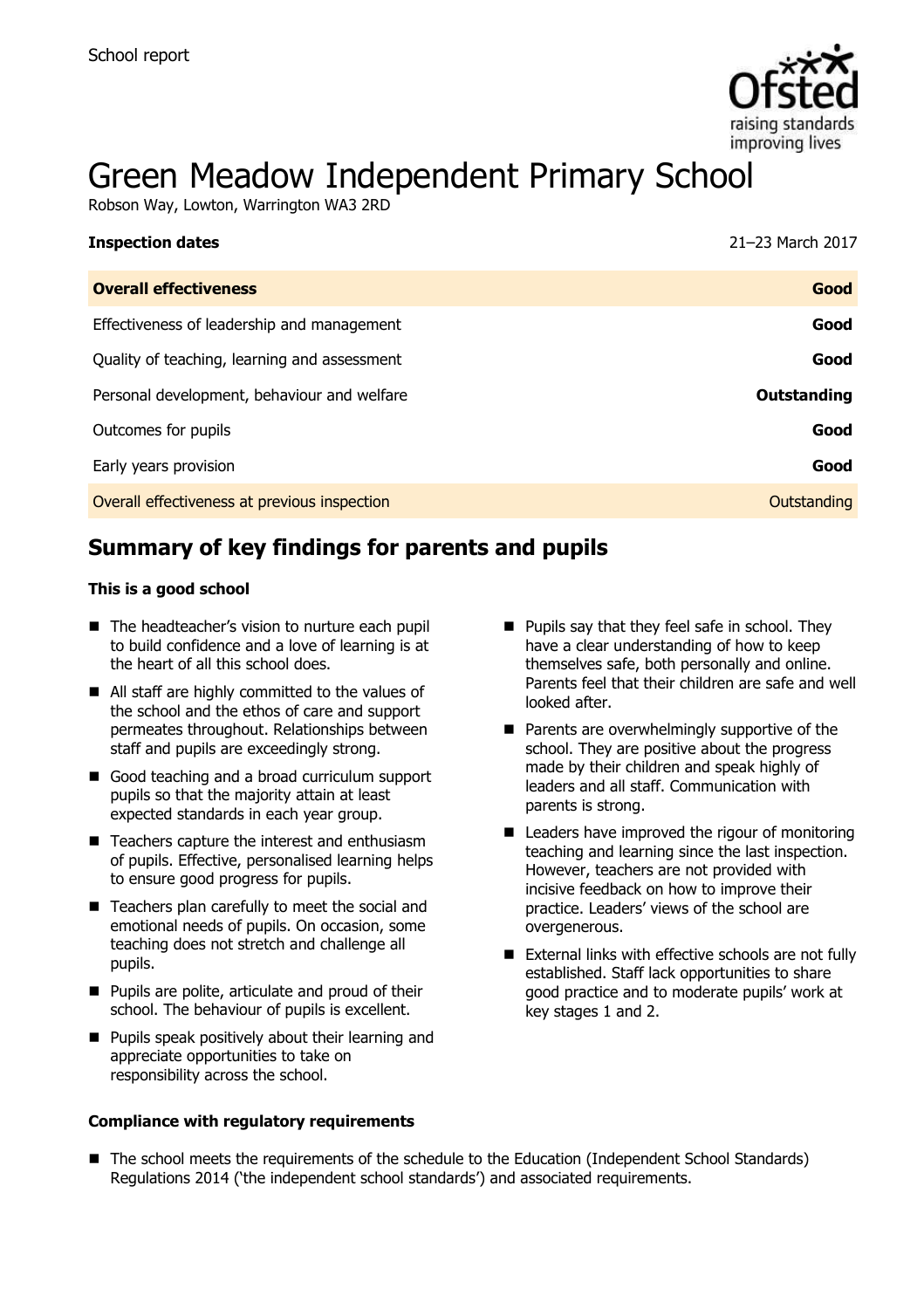School report

# Green Meadow Independent Primary School

Robson Way, Lowton, Warrington WA3 2RD

| **Inspection dates** | 21–23 March 2017 |
|---|---|
| **Overall effectiveness** | **Good** |
| Effectiveness of leadership and management | **Good** |
| Quality of teaching, learning and assessment | **Good** |
| Personal development, behaviour and welfare | **Outstanding** |
| Outcomes for pupils | **Good** |
| Early years provision | **Good** |
| Overall effectiveness at previous inspection | Outstanding |

## Summary of key findings for parents and pupils

### This is a good school

- The headteacher's vision to nurture each pupil to build confidence and a love of learning is at the heart of all this school does.
- All staff are highly committed to the values of the school and the ethos of care and support permeates throughout. Relationships between staff and pupils are exceedingly strong.
- Good teaching and a broad curriculum support pupils so that the majority attain at least expected standards in each year group.
- Teachers capture the interest and enthusiasm of pupils. Effective, personalised learning helps to ensure good progress for pupils.
- Teachers plan carefully to meet the social and emotional needs of pupils. On occasion, some teaching does not stretch and challenge all pupils.
- Pupils are polite, articulate and proud of their school. The behaviour of pupils is excellent.
- Pupils speak positively about their learning and appreciate opportunities to take on responsibility across the school.
- Pupils say that they feel safe in school. They have a clear understanding of how to keep themselves safe, both personally and online. Parents feel that their children are safe and well looked after.
- Parents are overwhelmingly supportive of the school. They are positive about the progress made by their children and speak highly of leaders and all staff. Communication with parents is strong.
- Leaders have improved the rigour of monitoring teaching and learning since the last inspection. However, teachers are not provided with incisive feedback on how to improve their practice. Leaders' views of the school are overgenerous.
- External links with effective schools are not fully established. Staff lack opportunities to share good practice and to moderate pupils' work at key stages 1 and 2.

### Compliance with regulatory requirements

- The school meets the requirements of the schedule to the Education (Independent School Standards) Regulations 2014 ('the independent school standards') and associated requirements.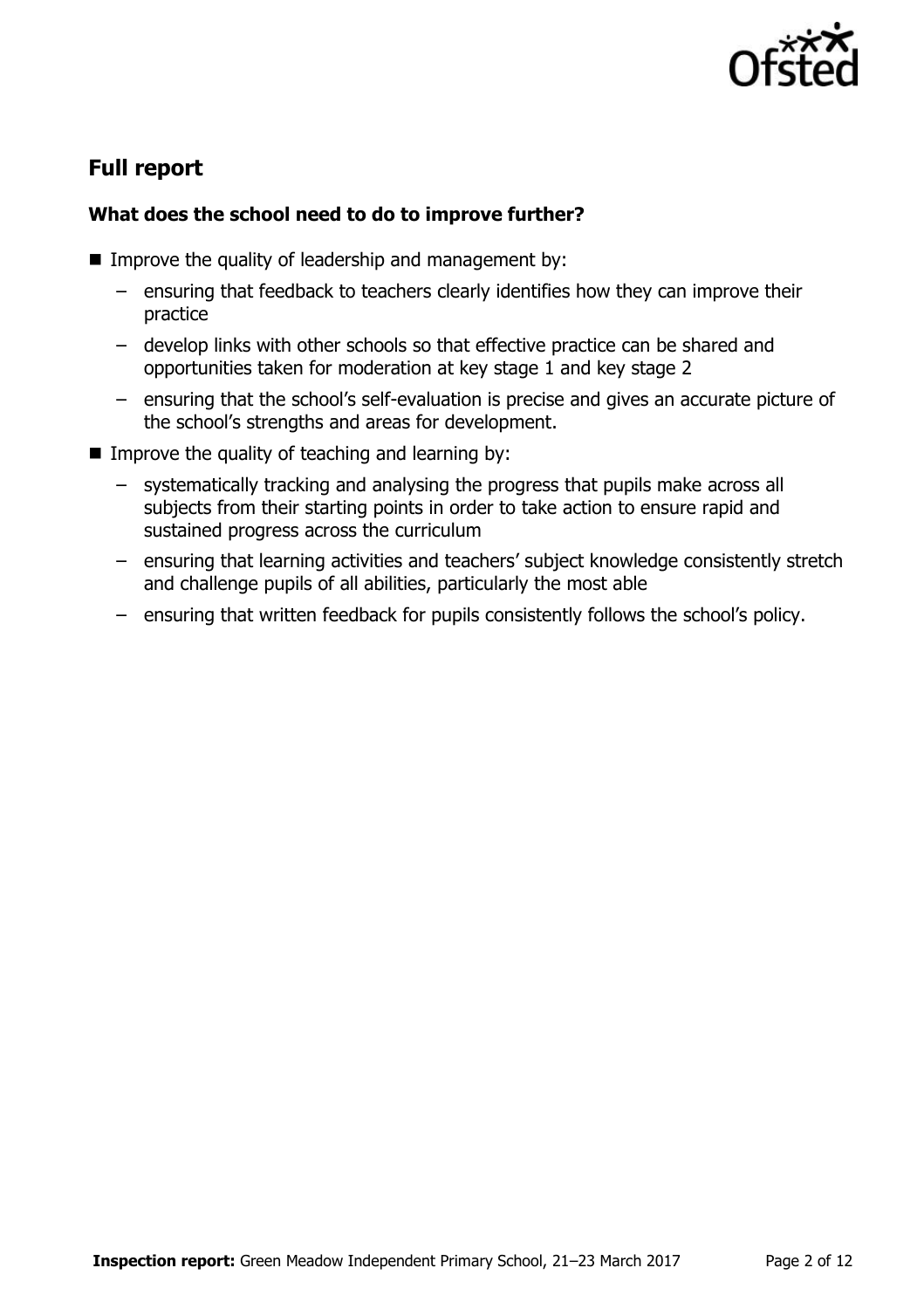## Full report

### What does the school need to do to improve further?

- Improve the quality of leadership and management by:
  - ensuring that feedback to teachers clearly identifies how they can improve their practice
  - develop links with other schools so that effective practice can be shared and opportunities taken for moderation at key stage 1 and key stage 2
  - ensuring that the school's self-evaluation is precise and gives an accurate picture of the school's strengths and areas for development.
- Improve the quality of teaching and learning by:
  - systematically tracking and analysing the progress that pupils make across all subjects from their starting points in order to take action to ensure rapid and sustained progress across the curriculum
  - ensuring that learning activities and teachers' subject knowledge consistently stretch and challenge pupils of all abilities, particularly the most able
  - ensuring that written feedback for pupils consistently follows the school's policy.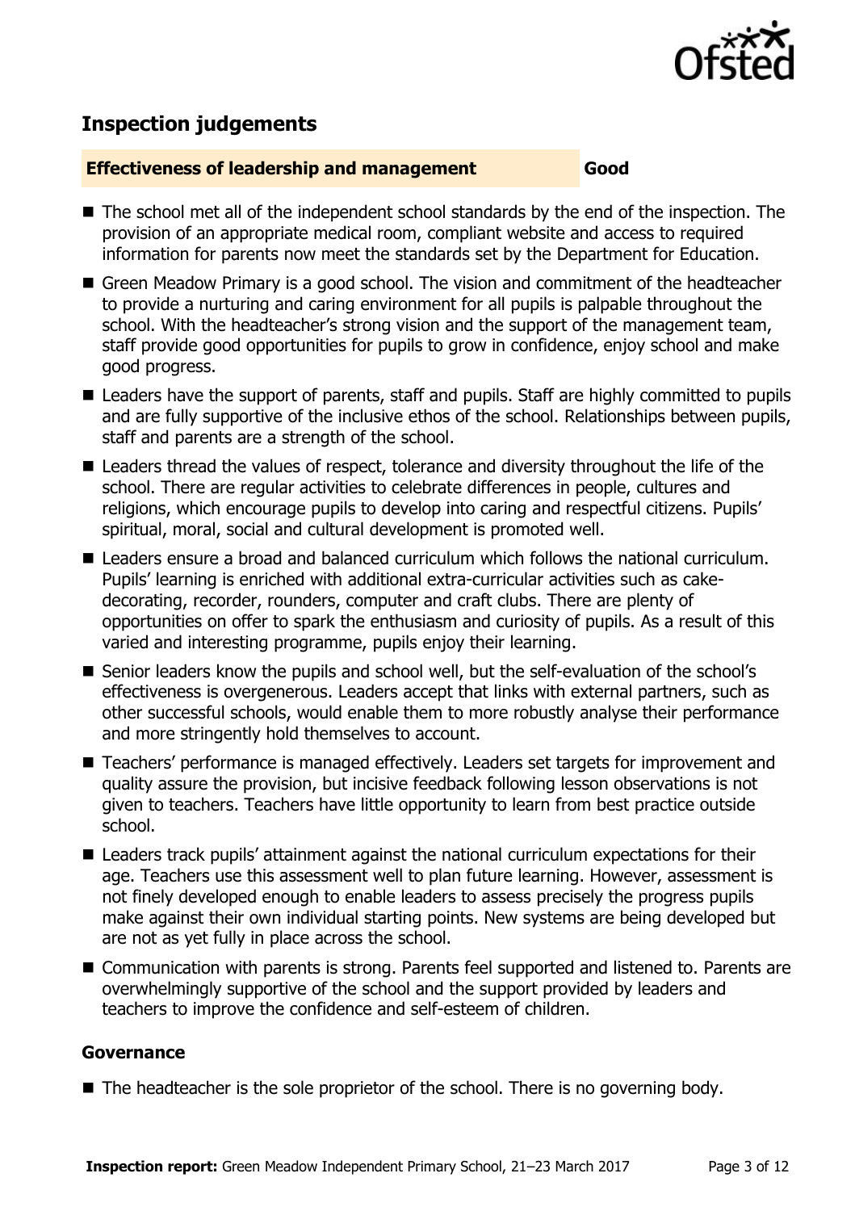## Inspection judgements

| **Effectiveness of leadership and management** | **Good** |
| --- | --- |

- The school met all of the independent school standards by the end of the inspection. The provision of an appropriate medical room, compliant website and access to required information for parents now meet the standards set by the Department for Education.
- Green Meadow Primary is a good school. The vision and commitment of the headteacher to provide a nurturing and caring environment for all pupils is palpable throughout the school. With the headteacher's strong vision and the support of the management team, staff provide good opportunities for pupils to grow in confidence, enjoy school and make good progress.
- Leaders have the support of parents, staff and pupils. Staff are highly committed to pupils and are fully supportive of the inclusive ethos of the school. Relationships between pupils, staff and parents are a strength of the school.
- Leaders thread the values of respect, tolerance and diversity throughout the life of the school. There are regular activities to celebrate differences in people, cultures and religions, which encourage pupils to develop into caring and respectful citizens. Pupils' spiritual, moral, social and cultural development is promoted well.
- Leaders ensure a broad and balanced curriculum which follows the national curriculum. Pupils' learning is enriched with additional extra-curricular activities such as cake-decorating, recorder, rounders, computer and craft clubs. There are plenty of opportunities on offer to spark the enthusiasm and curiosity of pupils. As a result of this varied and interesting programme, pupils enjoy their learning.
- Senior leaders know the pupils and school well, but the self-evaluation of the school's effectiveness is overgenerous. Leaders accept that links with external partners, such as other successful schools, would enable them to more robustly analyse their performance and more stringently hold themselves to account.
- Teachers' performance is managed effectively. Leaders set targets for improvement and quality assure the provision, but incisive feedback following lesson observations is not given to teachers. Teachers have little opportunity to learn from best practice outside school.
- Leaders track pupils' attainment against the national curriculum expectations for their age. Teachers use this assessment well to plan future learning. However, assessment is not finely developed enough to enable leaders to assess precisely the progress pupils make against their own individual starting points. New systems are being developed but are not as yet fully in place across the school.
- Communication with parents is strong. Parents feel supported and listened to. Parents are overwhelmingly supportive of the school and the support provided by leaders and teachers to improve the confidence and self-esteem of children.

### Governance

- The headteacher is the sole proprietor of the school. There is no governing body.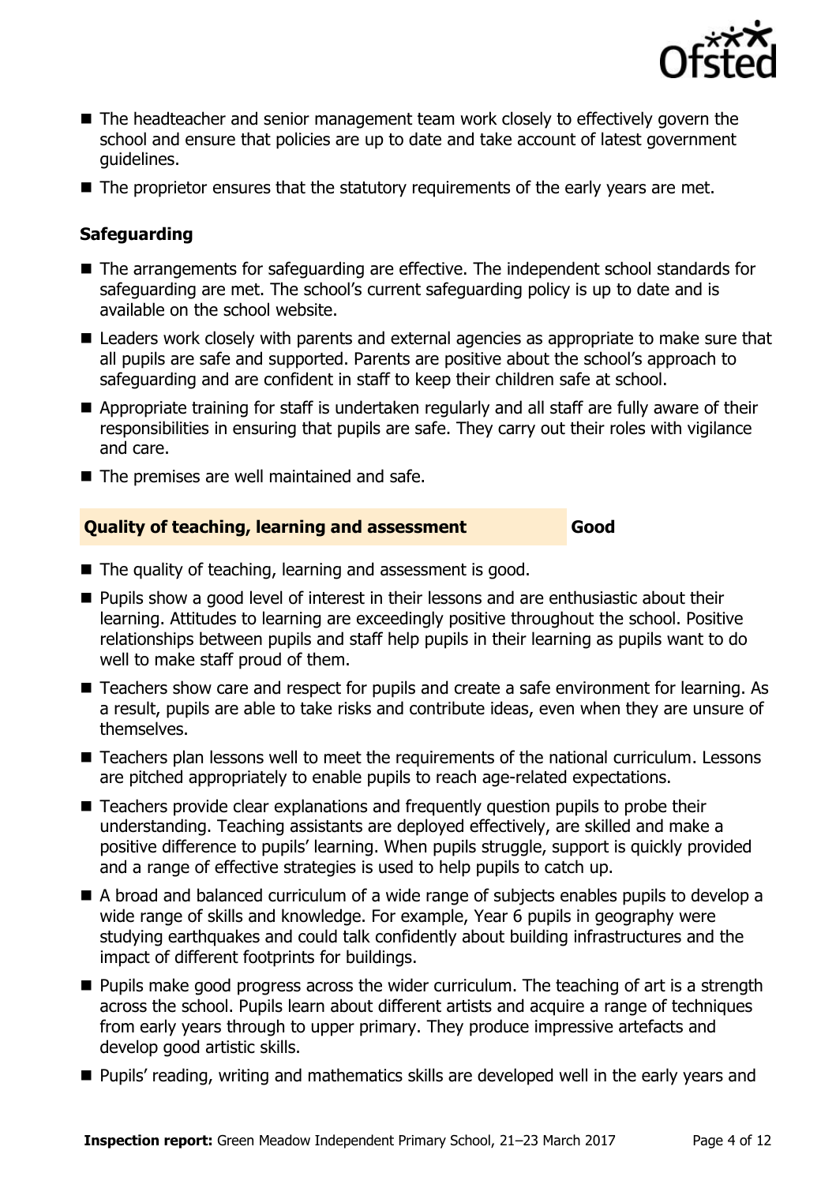- The headteacher and senior management team work closely to effectively govern the school and ensure that policies are up to date and take account of latest government guidelines.
- The proprietor ensures that the statutory requirements of the early years are met.

### Safeguarding

- The arrangements for safeguarding are effective. The independent school standards for safeguarding are met. The school's current safeguarding policy is up to date and is available on the school website.
- Leaders work closely with parents and external agencies as appropriate to make sure that all pupils are safe and supported. Parents are positive about the school's approach to safeguarding and are confident in staff to keep their children safe at school.
- Appropriate training for staff is undertaken regularly and all staff are fully aware of their responsibilities in ensuring that pupils are safe. They carry out their roles with vigilance and care.
- The premises are well maintained and safe.

### Quality of teaching, learning and assessment — Good

- The quality of teaching, learning and assessment is good.
- Pupils show a good level of interest in their lessons and are enthusiastic about their learning. Attitudes to learning are exceedingly positive throughout the school. Positive relationships between pupils and staff help pupils in their learning as pupils want to do well to make staff proud of them.
- Teachers show care and respect for pupils and create a safe environment for learning. As a result, pupils are able to take risks and contribute ideas, even when they are unsure of themselves.
- Teachers plan lessons well to meet the requirements of the national curriculum. Lessons are pitched appropriately to enable pupils to reach age-related expectations.
- Teachers provide clear explanations and frequently question pupils to probe their understanding. Teaching assistants are deployed effectively, are skilled and make a positive difference to pupils' learning. When pupils struggle, support is quickly provided and a range of effective strategies is used to help pupils to catch up.
- A broad and balanced curriculum of a wide range of subjects enables pupils to develop a wide range of skills and knowledge. For example, Year 6 pupils in geography were studying earthquakes and could talk confidently about building infrastructures and the impact of different footprints for buildings.
- Pupils make good progress across the wider curriculum. The teaching of art is a strength across the school. Pupils learn about different artists and acquire a range of techniques from early years through to upper primary. They produce impressive artefacts and develop good artistic skills.
- Pupils' reading, writing and mathematics skills are developed well in the early years and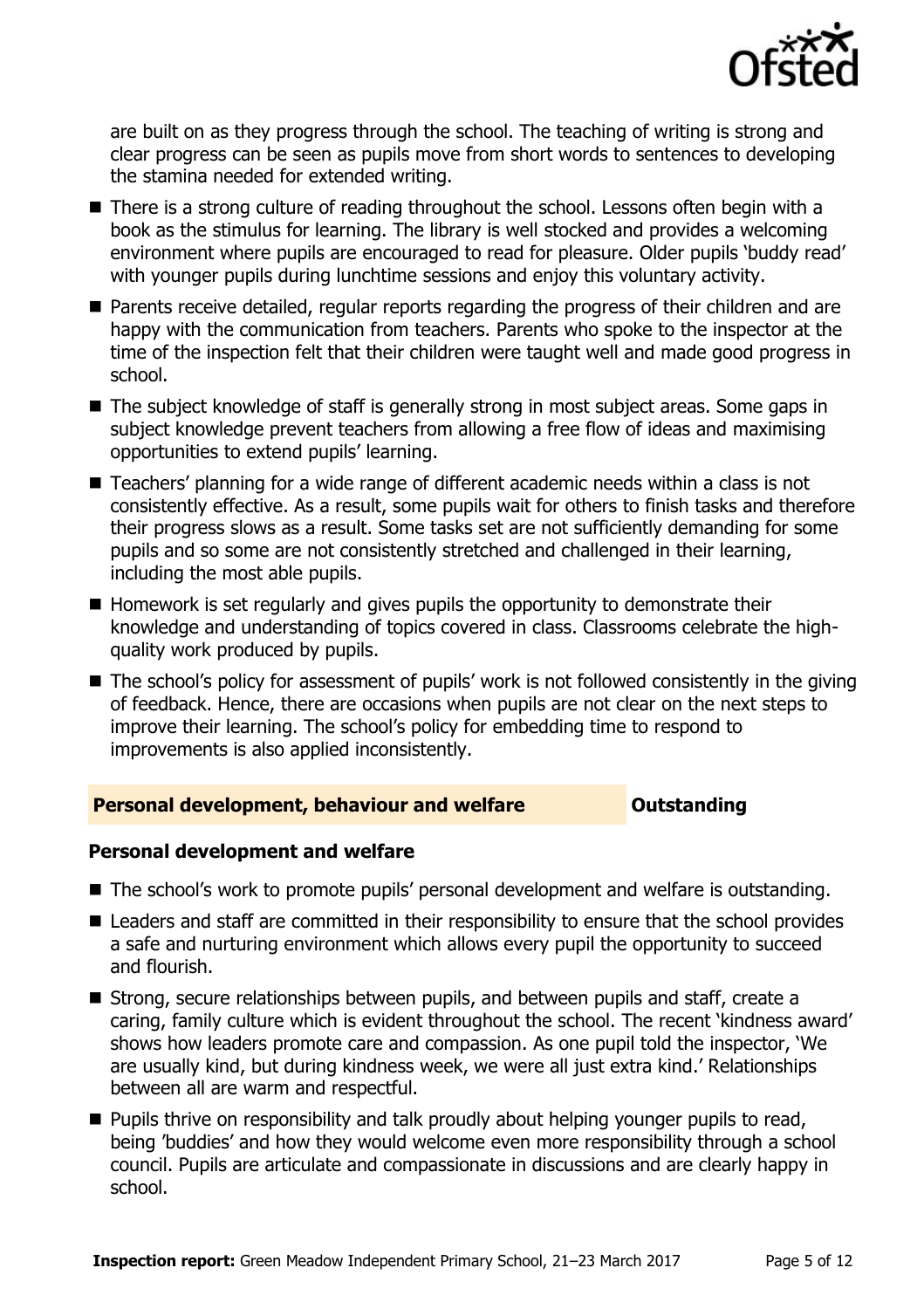are built on as they progress through the school. The teaching of writing is strong and clear progress can be seen as pupils move from short words to sentences to developing the stamina needed for extended writing.

- There is a strong culture of reading throughout the school. Lessons often begin with a book as the stimulus for learning. The library is well stocked and provides a welcoming environment where pupils are encouraged to read for pleasure. Older pupils 'buddy read' with younger pupils during lunchtime sessions and enjoy this voluntary activity.
- Parents receive detailed, regular reports regarding the progress of their children and are happy with the communication from teachers. Parents who spoke to the inspector at the time of the inspection felt that their children were taught well and made good progress in school.
- The subject knowledge of staff is generally strong in most subject areas. Some gaps in subject knowledge prevent teachers from allowing a free flow of ideas and maximising opportunities to extend pupils' learning.
- Teachers' planning for a wide range of different academic needs within a class is not consistently effective. As a result, some pupils wait for others to finish tasks and therefore their progress slows as a result. Some tasks set are not sufficiently demanding for some pupils and so some are not consistently stretched and challenged in their learning, including the most able pupils.
- Homework is set regularly and gives pupils the opportunity to demonstrate their knowledge and understanding of topics covered in class. Classrooms celebrate the high-quality work produced by pupils.
- The school's policy for assessment of pupils' work is not followed consistently in the giving of feedback. Hence, there are occasions when pupils are not clear on the next steps to improve their learning. The school's policy for embedding time to respond to improvements is also applied inconsistently.

## Personal development, behaviour and welfare — Outstanding

### Personal development and welfare

- The school's work to promote pupils' personal development and welfare is outstanding.
- Leaders and staff are committed in their responsibility to ensure that the school provides a safe and nurturing environment which allows every pupil the opportunity to succeed and flourish.
- Strong, secure relationships between pupils, and between pupils and staff, create a caring, family culture which is evident throughout the school. The recent 'kindness award' shows how leaders promote care and compassion. As one pupil told the inspector, 'We are usually kind, but during kindness week, we were all just extra kind.' Relationships between all are warm and respectful.
- Pupils thrive on responsibility and talk proudly about helping younger pupils to read, being 'buddies' and how they would welcome even more responsibility through a school council. Pupils are articulate and compassionate in discussions and are clearly happy in school.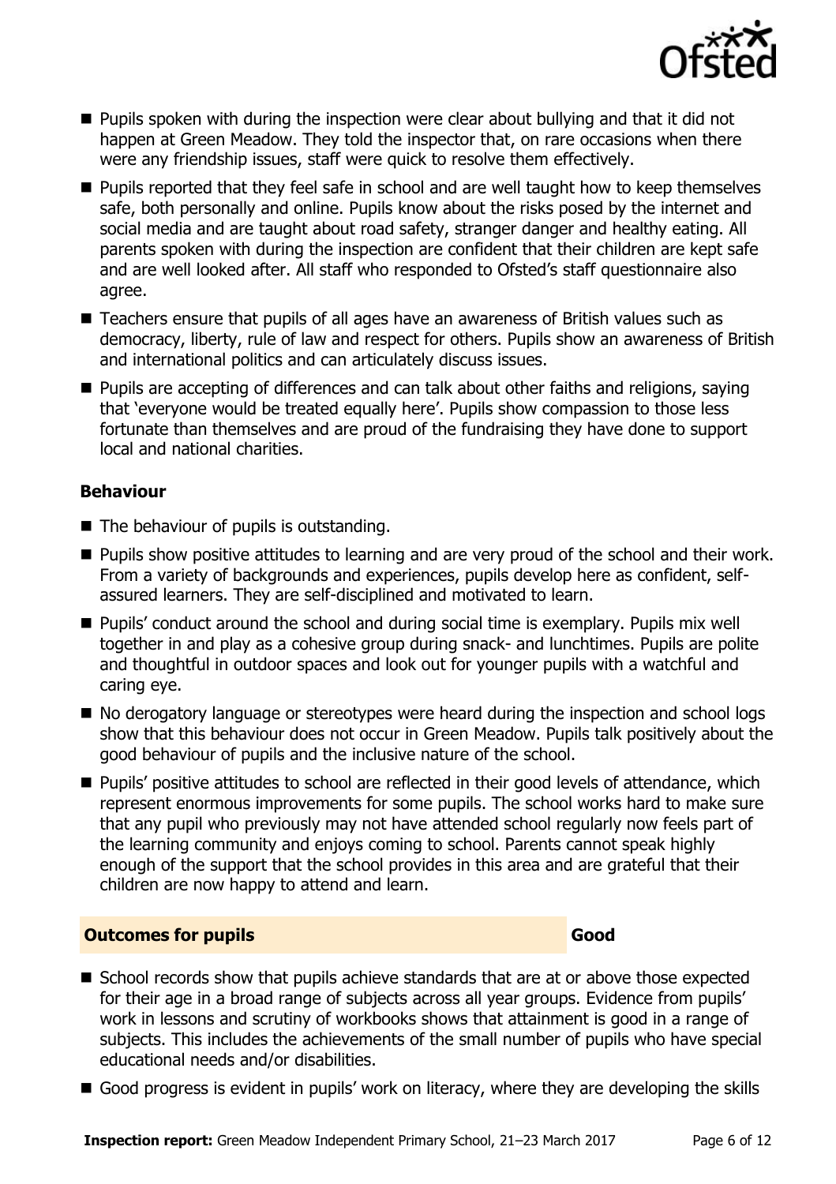- Pupils spoken with during the inspection were clear about bullying and that it did not happen at Green Meadow. They told the inspector that, on rare occasions when there were any friendship issues, staff were quick to resolve them effectively.
- Pupils reported that they feel safe in school and are well taught how to keep themselves safe, both personally and online. Pupils know about the risks posed by the internet and social media and are taught about road safety, stranger danger and healthy eating. All parents spoken with during the inspection are confident that their children are kept safe and are well looked after. All staff who responded to Ofsted's staff questionnaire also agree.
- Teachers ensure that pupils of all ages have an awareness of British values such as democracy, liberty, rule of law and respect for others. Pupils show an awareness of British and international politics and can articulately discuss issues.
- Pupils are accepting of differences and can talk about other faiths and religions, saying that 'everyone would be treated equally here'. Pupils show compassion to those less fortunate than themselves and are proud of the fundraising they have done to support local and national charities.

### Behaviour

- The behaviour of pupils is outstanding.
- Pupils show positive attitudes to learning and are very proud of the school and their work. From a variety of backgrounds and experiences, pupils develop here as confident, self-assured learners. They are self-disciplined and motivated to learn.
- Pupils' conduct around the school and during social time is exemplary. Pupils mix well together in and play as a cohesive group during snack- and lunchtimes. Pupils are polite and thoughtful in outdoor spaces and look out for younger pupils with a watchful and caring eye.
- No derogatory language or stereotypes were heard during the inspection and school logs show that this behaviour does not occur in Green Meadow. Pupils talk positively about the good behaviour of pupils and the inclusive nature of the school.
- Pupils' positive attitudes to school are reflected in their good levels of attendance, which represent enormous improvements for some pupils. The school works hard to make sure that any pupil who previously may not have attended school regularly now feels part of the learning community and enjoys coming to school. Parents cannot speak highly enough of the support that the school provides in this area and are grateful that their children are now happy to attend and learn.

## Outcomes for pupils — Good

- School records show that pupils achieve standards that are at or above those expected for their age in a broad range of subjects across all year groups. Evidence from pupils' work in lessons and scrutiny of workbooks shows that attainment is good in a range of subjects. This includes the achievements of the small number of pupils who have special educational needs and/or disabilities.
- Good progress is evident in pupils' work on literacy, where they are developing the skills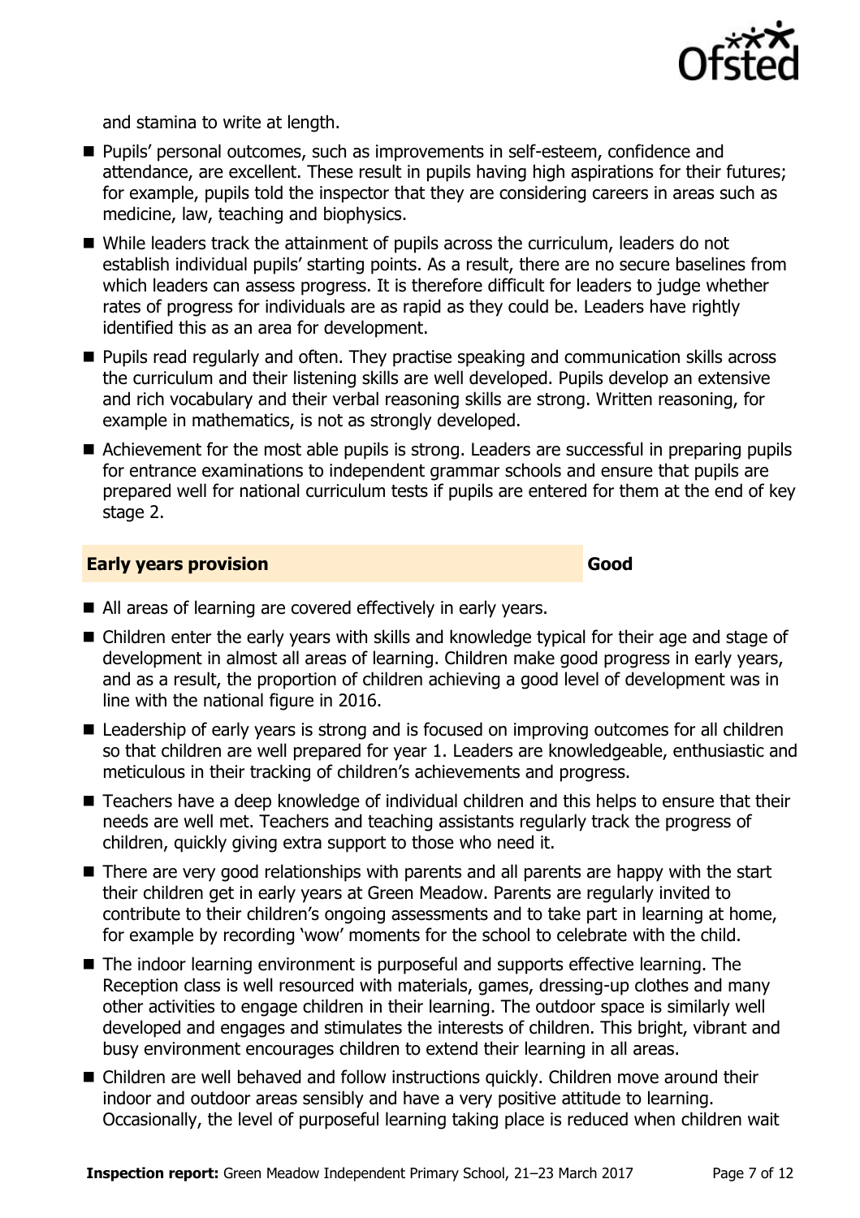and stamina to write at length.

- Pupils' personal outcomes, such as improvements in self-esteem, confidence and attendance, are excellent. These result in pupils having high aspirations for their futures; for example, pupils told the inspector that they are considering careers in areas such as medicine, law, teaching and biophysics.
- While leaders track the attainment of pupils across the curriculum, leaders do not establish individual pupils' starting points. As a result, there are no secure baselines from which leaders can assess progress. It is therefore difficult for leaders to judge whether rates of progress for individuals are as rapid as they could be. Leaders have rightly identified this as an area for development.
- Pupils read regularly and often. They practise speaking and communication skills across the curriculum and their listening skills are well developed. Pupils develop an extensive and rich vocabulary and their verbal reasoning skills are strong. Written reasoning, for example in mathematics, is not as strongly developed.
- Achievement for the most able pupils is strong. Leaders are successful in preparing pupils for entrance examinations to independent grammar schools and ensure that pupils are prepared well for national curriculum tests if pupils are entered for them at the end of key stage 2.

## Early years provision — Good

- All areas of learning are covered effectively in early years.
- Children enter the early years with skills and knowledge typical for their age and stage of development in almost all areas of learning. Children make good progress in early years, and as a result, the proportion of children achieving a good level of development was in line with the national figure in 2016.
- Leadership of early years is strong and is focused on improving outcomes for all children so that children are well prepared for year 1. Leaders are knowledgeable, enthusiastic and meticulous in their tracking of children's achievements and progress.
- Teachers have a deep knowledge of individual children and this helps to ensure that their needs are well met. Teachers and teaching assistants regularly track the progress of children, quickly giving extra support to those who need it.
- There are very good relationships with parents and all parents are happy with the start their children get in early years at Green Meadow. Parents are regularly invited to contribute to their children's ongoing assessments and to take part in learning at home, for example by recording 'wow' moments for the school to celebrate with the child.
- The indoor learning environment is purposeful and supports effective learning. The Reception class is well resourced with materials, games, dressing-up clothes and many other activities to engage children in their learning. The outdoor space is similarly well developed and engages and stimulates the interests of children. This bright, vibrant and busy environment encourages children to extend their learning in all areas.
- Children are well behaved and follow instructions quickly. Children move around their indoor and outdoor areas sensibly and have a very positive attitude to learning. Occasionally, the level of purposeful learning taking place is reduced when children wait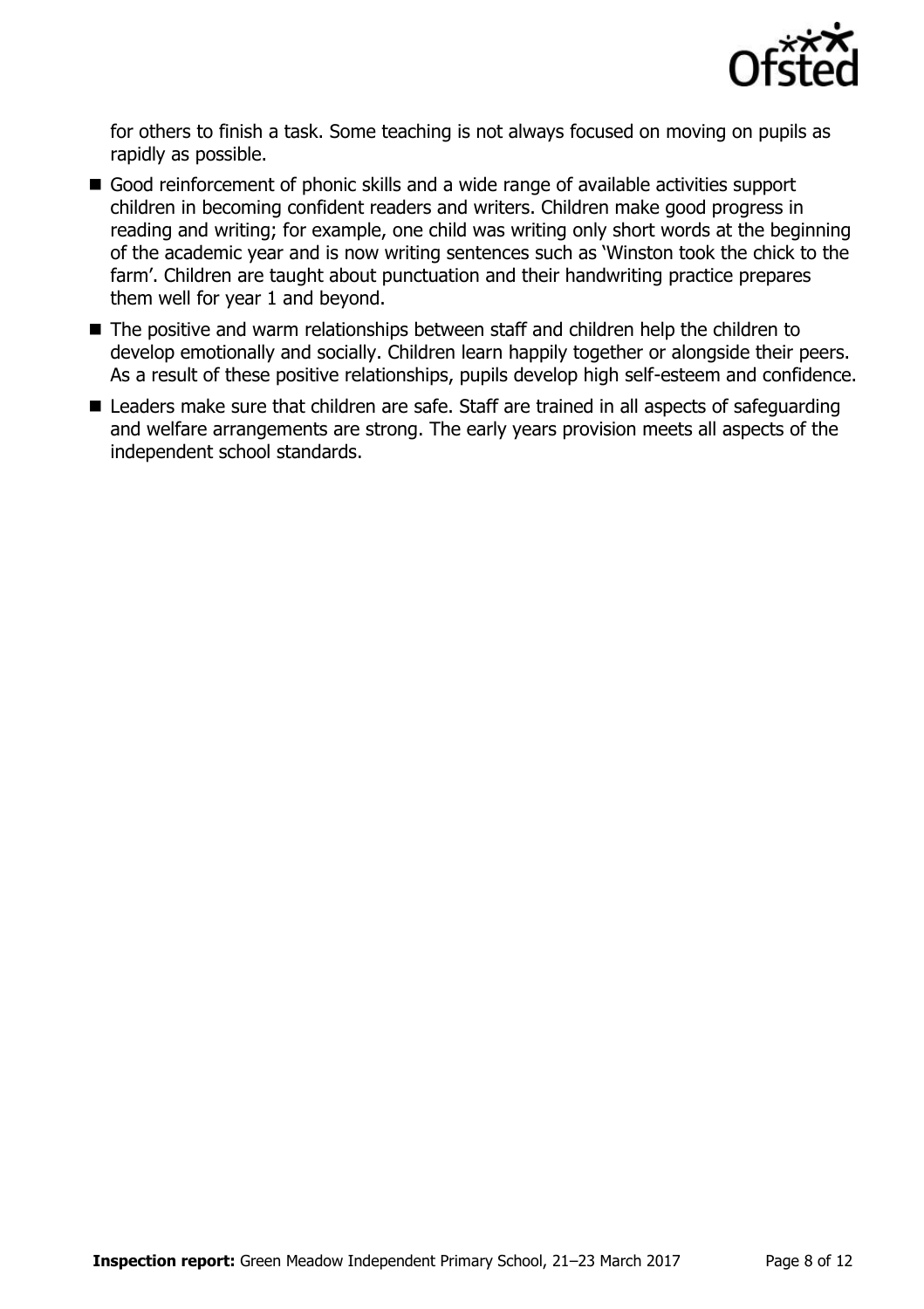for others to finish a task. Some teaching is not always focused on moving on pupils as rapidly as possible.

- Good reinforcement of phonic skills and a wide range of available activities support children in becoming confident readers and writers. Children make good progress in reading and writing; for example, one child was writing only short words at the beginning of the academic year and is now writing sentences such as 'Winston took the chick to the farm'. Children are taught about punctuation and their handwriting practice prepares them well for year 1 and beyond.
- The positive and warm relationships between staff and children help the children to develop emotionally and socially. Children learn happily together or alongside their peers. As a result of these positive relationships, pupils develop high self-esteem and confidence.
- Leaders make sure that children are safe. Staff are trained in all aspects of safeguarding and welfare arrangements are strong. The early years provision meets all aspects of the independent school standards.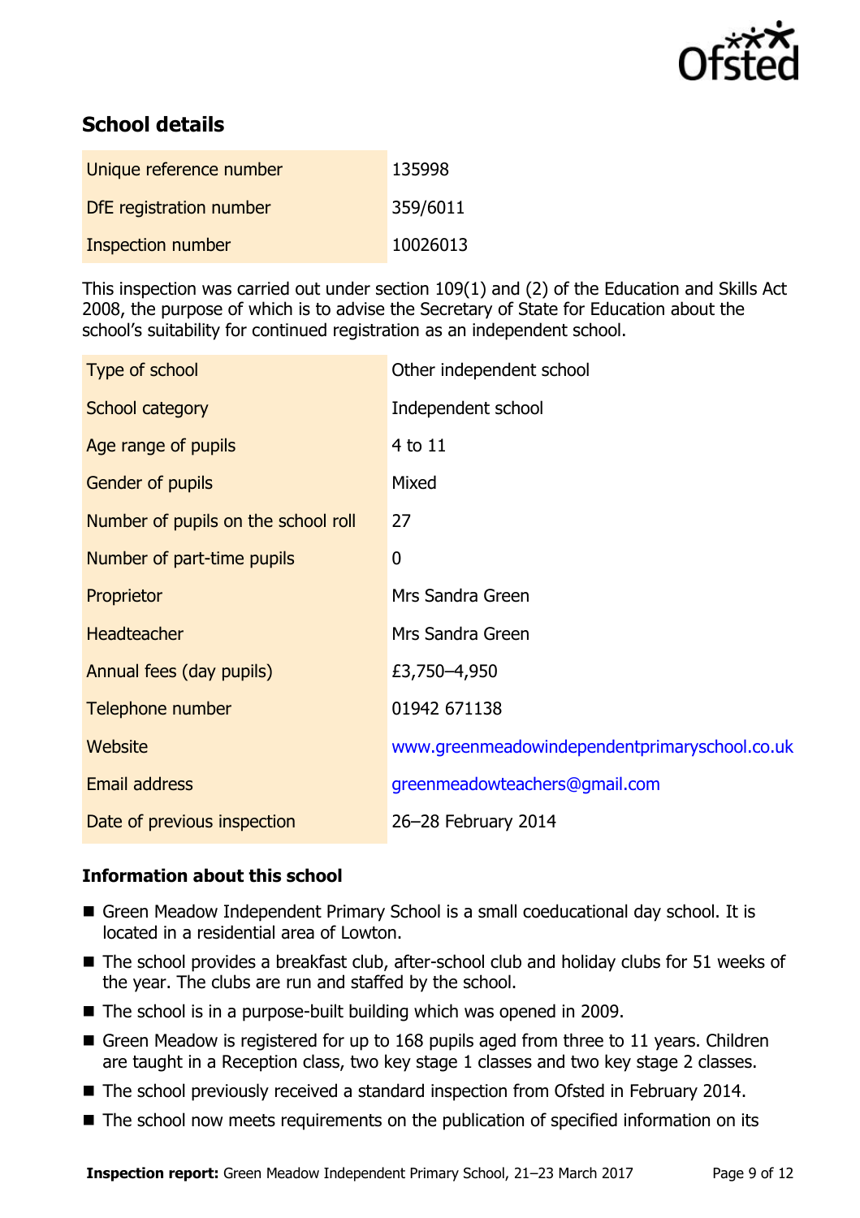## School details

| | |
|---|---|
| Unique reference number | 135998 |
| DfE registration number | 359/6011 |
| Inspection number | 10026013 |

This inspection was carried out under section 109(1) and (2) of the Education and Skills Act 2008, the purpose of which is to advise the Secretary of State for Education about the school's suitability for continued registration as an independent school.

| | |
|---|---|
| Type of school | Other independent school |
| School category | Independent school |
| Age range of pupils | 4 to 11 |
| Gender of pupils | Mixed |
| Number of pupils on the school roll | 27 |
| Number of part-time pupils | 0 |
| Proprietor | Mrs Sandra Green |
| Headteacher | Mrs Sandra Green |
| Annual fees (day pupils) | £3,750–4,950 |
| Telephone number | 01942 671138 |
| Website | www.greenmeadowindependentprimaryschool.co.uk |
| Email address | greenmeadowteachers@gmail.com |
| Date of previous inspection | 26–28 February 2014 |

### Information about this school

- Green Meadow Independent Primary School is a small coeducational day school. It is located in a residential area of Lowton.
- The school provides a breakfast club, after-school club and holiday clubs for 51 weeks of the year. The clubs are run and staffed by the school.
- The school is in a purpose-built building which was opened in 2009.
- Green Meadow is registered for up to 168 pupils aged from three to 11 years. Children are taught in a Reception class, two key stage 1 classes and two key stage 2 classes.
- The school previously received a standard inspection from Ofsted in February 2014.
- The school now meets requirements on the publication of specified information on its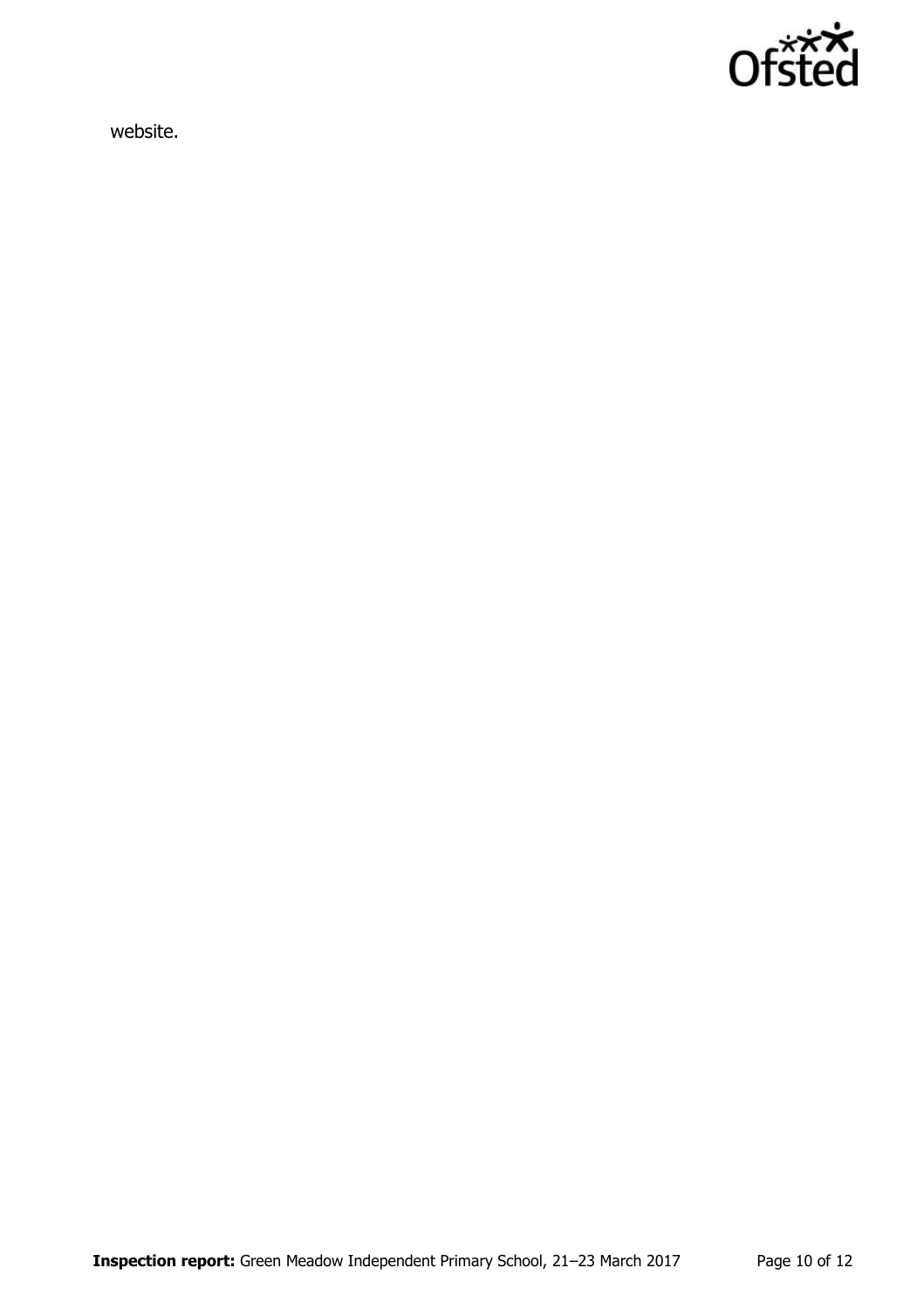website.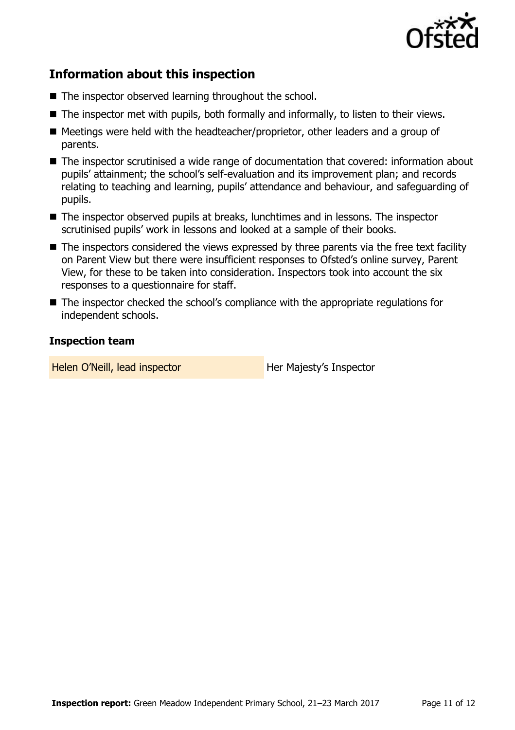## Information about this inspection

- The inspector observed learning throughout the school.
- The inspector met with pupils, both formally and informally, to listen to their views.
- Meetings were held with the headteacher/proprietor, other leaders and a group of parents.
- The inspector scrutinised a wide range of documentation that covered: information about pupils' attainment; the school's self-evaluation and its improvement plan; and records relating to teaching and learning, pupils' attendance and behaviour, and safeguarding of pupils.
- The inspector observed pupils at breaks, lunchtimes and in lessons. The inspector scrutinised pupils' work in lessons and looked at a sample of their books.
- The inspectors considered the views expressed by three parents via the free text facility on Parent View but there were insufficient responses to Ofsted's online survey, Parent View, for these to be taken into consideration. Inspectors took into account the six responses to a questionnaire for staff.
- The inspector checked the school's compliance with the appropriate regulations for independent schools.

### Inspection team

| | |
|---|---|
| Helen O'Neill, lead inspector | Her Majesty's Inspector |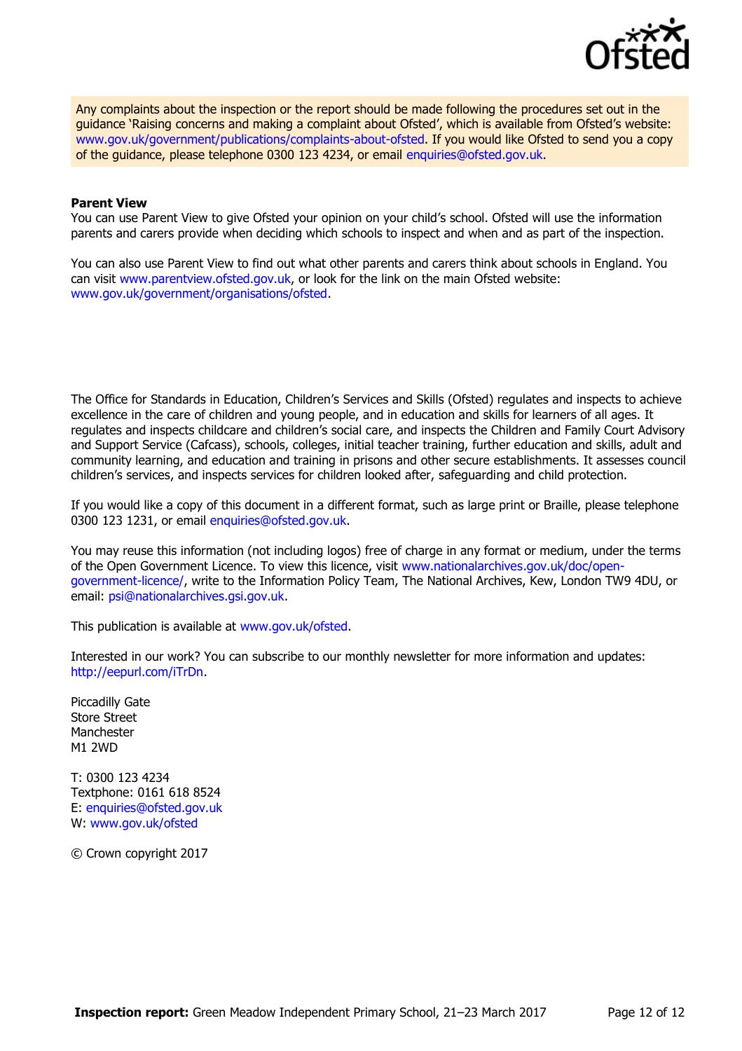Any complaints about the inspection or the report should be made following the procedures set out in the guidance 'Raising concerns and making a complaint about Ofsted', which is available from Ofsted's website: www.gov.uk/government/publications/complaints-about-ofsted. If you would like Ofsted to send you a copy of the guidance, please telephone 0300 123 4234, or email enquiries@ofsted.gov.uk.

**Parent View**

You can use Parent View to give Ofsted your opinion on your child's school. Ofsted will use the information parents and carers provide when deciding which schools to inspect and when and as part of the inspection.

You can also use Parent View to find out what other parents and carers think about schools in England. You can visit www.parentview.ofsted.gov.uk, or look for the link on the main Ofsted website: www.gov.uk/government/organisations/ofsted.

The Office for Standards in Education, Children's Services and Skills (Ofsted) regulates and inspects to achieve excellence in the care of children and young people, and in education and skills for learners of all ages. It regulates and inspects childcare and children's social care, and inspects the Children and Family Court Advisory and Support Service (Cafcass), schools, colleges, initial teacher training, further education and skills, adult and community learning, and education and training in prisons and other secure establishments. It assesses council children's services, and inspects services for children looked after, safeguarding and child protection.

If you would like a copy of this document in a different format, such as large print or Braille, please telephone 0300 123 1231, or email enquiries@ofsted.gov.uk.

You may reuse this information (not including logos) free of charge in any format or medium, under the terms of the Open Government Licence. To view this licence, visit www.nationalarchives.gov.uk/doc/open-government-licence/, write to the Information Policy Team, The National Archives, Kew, London TW9 4DU, or email: psi@nationalarchives.gsi.gov.uk.

This publication is available at www.gov.uk/ofsted.

Interested in our work? You can subscribe to our monthly newsletter for more information and updates: http://eepurl.com/iTrDn.

Piccadilly Gate
Store Street
Manchester
M1 2WD

T: 0300 123 4234
Textphone: 0161 618 8524
E: enquiries@ofsted.gov.uk
W: www.gov.uk/ofsted

© Crown copyright 2017